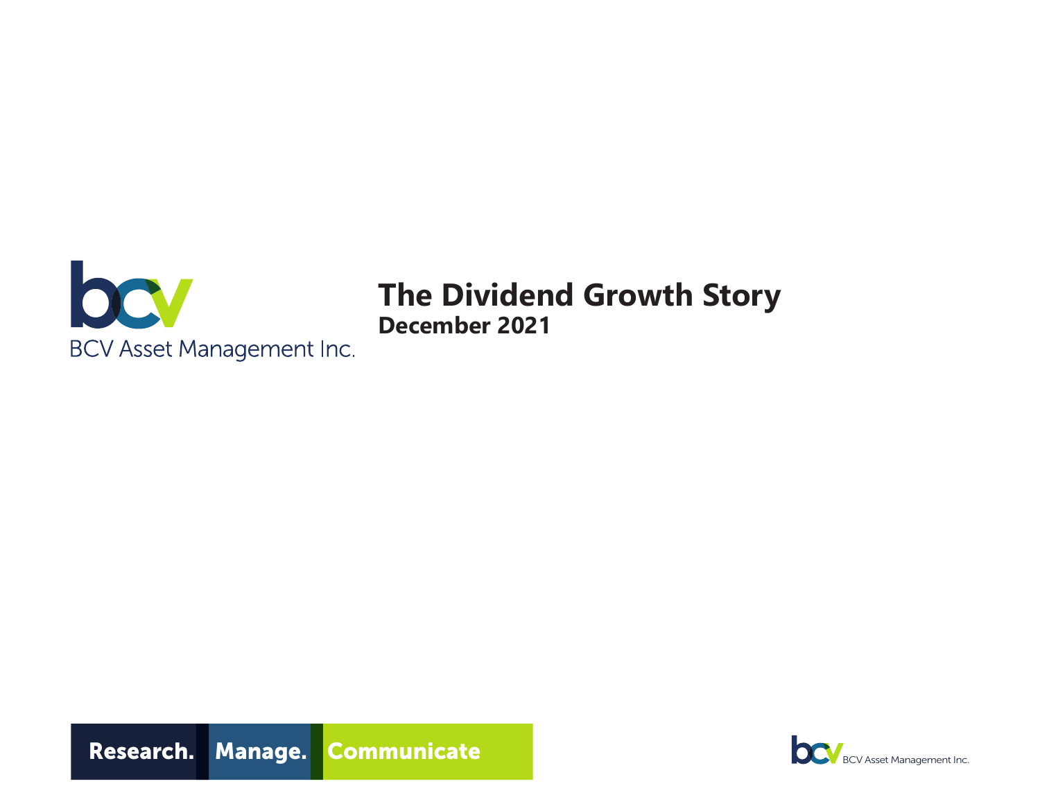BCV Asset Management Inc.

# The Dividend Growth Story

## December 2021

**Research. Manage. Communicate**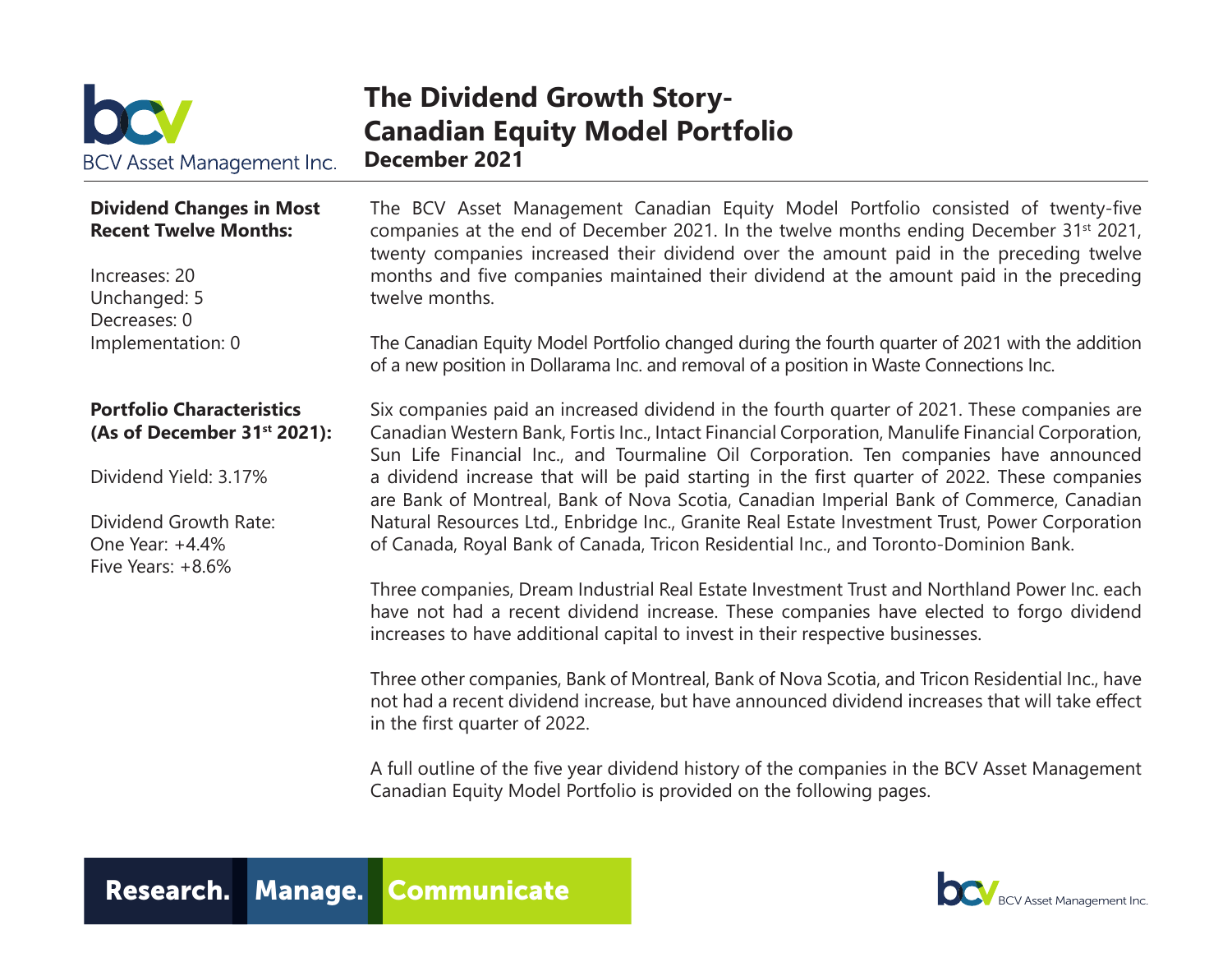# The Dividend Growth Story- Canadian Equity Model Portfolio

**December 2021**

**Dividend Changes in Most Recent Twelve Months:**

Increases: 20
Unchanged: 5
Decreases: 0
Implementation: 0

**Portfolio Characteristics (As of December 31st 2021):**

Dividend Yield: 3.17%

Dividend Growth Rate:
One Year: +4.4%
Five Years: +8.6%

The BCV Asset Management Canadian Equity Model Portfolio consisted of twenty-five companies at the end of December 2021. In the twelve months ending December 31st 2021, twenty companies increased their dividend over the amount paid in the preceding twelve months and five companies maintained their dividend at the amount paid in the preceding twelve months.

The Canadian Equity Model Portfolio changed during the fourth quarter of 2021 with the addition of a new position in Dollarama Inc. and removal of a position in Waste Connections Inc.

Six companies paid an increased dividend in the fourth quarter of 2021. These companies are Canadian Western Bank, Fortis Inc., Intact Financial Corporation, Manulife Financial Corporation, Sun Life Financial Inc., and Tourmaline Oil Corporation. Ten companies have announced a dividend increase that will be paid starting in the first quarter of 2022. These companies are Bank of Montreal, Bank of Nova Scotia, Canadian Imperial Bank of Commerce, Canadian Natural Resources Ltd., Enbridge Inc., Granite Real Estate Investment Trust, Power Corporation of Canada, Royal Bank of Canada, Tricon Residential Inc., and Toronto-Dominion Bank.

Three companies, Dream Industrial Real Estate Investment Trust and Northland Power Inc. each have not had a recent dividend increase. These companies have elected to forgo dividend increases to have additional capital to invest in their respective businesses.

Three other companies, Bank of Montreal, Bank of Nova Scotia, and Tricon Residential Inc., have not had a recent dividend increase, but have announced dividend increases that will take effect in the first quarter of 2022.

A full outline of the five year dividend history of the companies in the BCV Asset Management Canadian Equity Model Portfolio is provided on the following pages.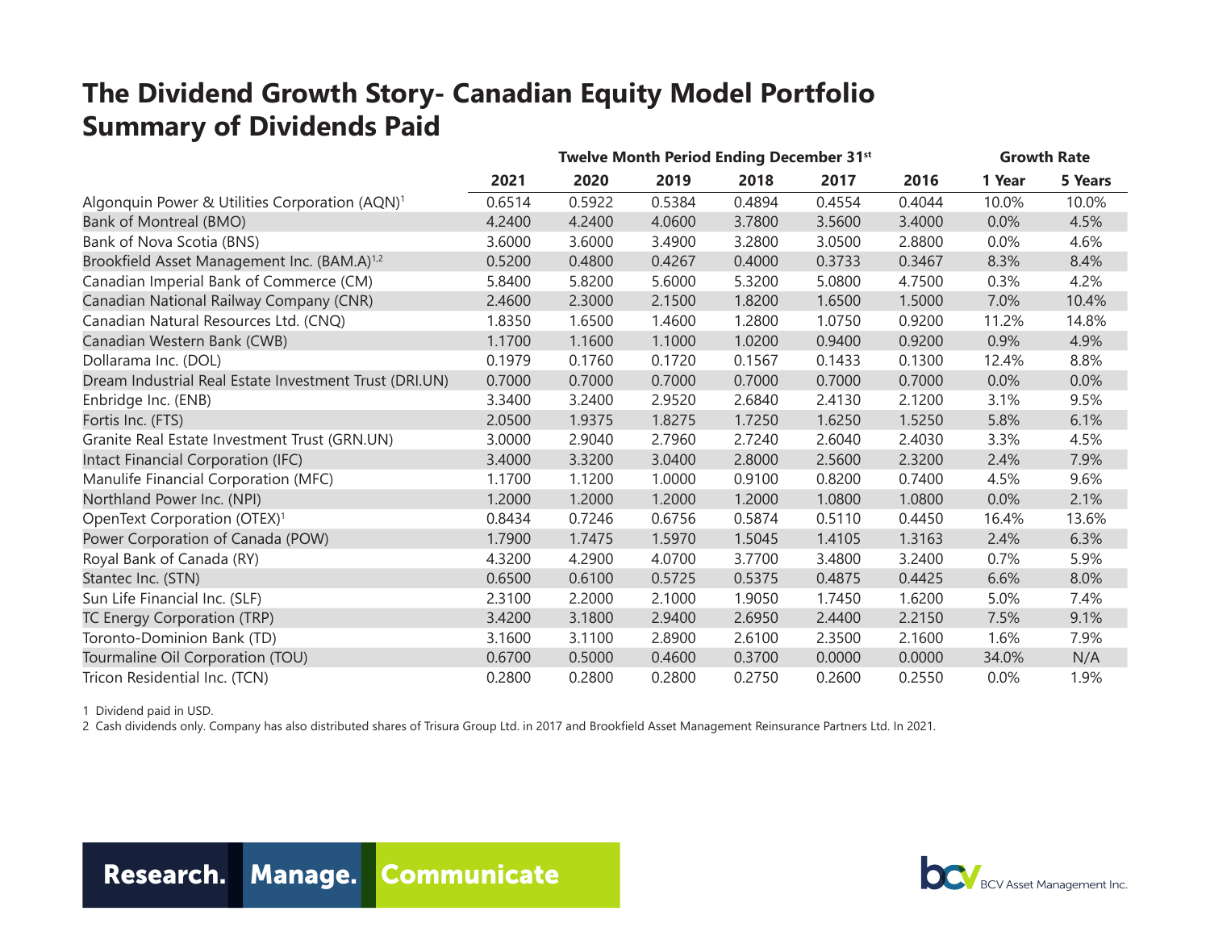# The Dividend Growth Story- Canadian Equity Model Portfolio
## Summary of Dividends Paid

| | Twelve Month Period Ending December 31st | | | | | | Growth Rate | |
|---|---|---|---|---|---|---|---|---|
| | 2021 | 2020 | 2019 | 2018 | 2017 | 2016 | 1 Year | 5 Years |
| Algonquin Power & Utilities Corporation (AQN)[1] | 0.6514 | 0.5922 | 0.5384 | 0.4894 | 0.4554 | 0.4044 | 10.0% | 10.0% |
| Bank of Montreal (BMO) | 4.2400 | 4.2400 | 4.0600 | 3.7800 | 3.5600 | 3.4000 | 0.0% | 4.5% |
| Bank of Nova Scotia (BNS) | 3.6000 | 3.6000 | 3.4900 | 3.2800 | 3.0500 | 2.8800 | 0.0% | 4.6% |
| Brookfield Asset Management Inc. (BAM.A)[1,2] | 0.5200 | 0.4800 | 0.4267 | 0.4000 | 0.3733 | 0.3467 | 8.3% | 8.4% |
| Canadian Imperial Bank of Commerce (CM) | 5.8400 | 5.8200 | 5.6000 | 5.3200 | 5.0800 | 4.7500 | 0.3% | 4.2% |
| Canadian National Railway Company (CNR) | 2.4600 | 2.3000 | 2.1500 | 1.8200 | 1.6500 | 1.5000 | 7.0% | 10.4% |
| Canadian Natural Resources Ltd. (CNQ) | 1.8350 | 1.6500 | 1.4600 | 1.2800 | 1.0750 | 0.9200 | 11.2% | 14.8% |
| Canadian Western Bank (CWB) | 1.1700 | 1.1600 | 1.1000 | 1.0200 | 0.9400 | 0.9200 | 0.9% | 4.9% |
| Dollarama Inc. (DOL) | 0.1979 | 0.1760 | 0.1720 | 0.1567 | 0.1433 | 0.1300 | 12.4% | 8.8% |
| Dream Industrial Real Estate Investment Trust (DRI.UN) | 0.7000 | 0.7000 | 0.7000 | 0.7000 | 0.7000 | 0.7000 | 0.0% | 0.0% |
| Enbridge Inc. (ENB) | 3.3400 | 3.2400 | 2.9520 | 2.6840 | 2.4130 | 2.1200 | 3.1% | 9.5% |
| Fortis Inc. (FTS) | 2.0500 | 1.9375 | 1.8275 | 1.7250 | 1.6250 | 1.5250 | 5.8% | 6.1% |
| Granite Real Estate Investment Trust (GRN.UN) | 3.0000 | 2.9040 | 2.7960 | 2.7240 | 2.6040 | 2.4030 | 3.3% | 4.5% |
| Intact Financial Corporation (IFC) | 3.4000 | 3.3200 | 3.0400 | 2.8000 | 2.5600 | 2.3200 | 2.4% | 7.9% |
| Manulife Financial Corporation (MFC) | 1.1700 | 1.1200 | 1.0000 | 0.9100 | 0.8200 | 0.7400 | 4.5% | 9.6% |
| Northland Power Inc. (NPI) | 1.2000 | 1.2000 | 1.2000 | 1.2000 | 1.0800 | 1.0800 | 0.0% | 2.1% |
| OpenText Corporation (OTEX)[1] | 0.8434 | 0.7246 | 0.6756 | 0.5874 | 0.5110 | 0.4450 | 16.4% | 13.6% |
| Power Corporation of Canada (POW) | 1.7900 | 1.7475 | 1.5970 | 1.5045 | 1.4105 | 1.3163 | 2.4% | 6.3% |
| Royal Bank of Canada (RY) | 4.3200 | 4.2900 | 4.0700 | 3.7700 | 3.4800 | 3.2400 | 0.7% | 5.9% |
| Stantec Inc. (STN) | 0.6500 | 0.6100 | 0.5725 | 0.5375 | 0.4875 | 0.4425 | 6.6% | 8.0% |
| Sun Life Financial Inc. (SLF) | 2.3100 | 2.2000 | 2.1000 | 1.9050 | 1.7450 | 1.6200 | 5.0% | 7.4% |
| TC Energy Corporation (TRP) | 3.4200 | 3.1800 | 2.9400 | 2.6950 | 2.4400 | 2.2150 | 7.5% | 9.1% |
| Toronto-Dominion Bank (TD) | 3.1600 | 3.1100 | 2.8900 | 2.6100 | 2.3500 | 2.1600 | 1.6% | 7.9% |
| Tourmaline Oil Corporation (TOU) | 0.6700 | 0.5000 | 0.4600 | 0.3700 | 0.0000 | 0.0000 | 34.0% | N/A |
| Tricon Residential Inc. (TCN) | 0.2800 | 0.2800 | 0.2800 | 0.2750 | 0.2600 | 0.2550 | 0.0% | 1.9% |

1 Dividend paid in USD.
2 Cash dividends only. Company has also distributed shares of Trisura Group Ltd. in 2017 and Brookfield Asset Management Reinsurance Partners Ltd. In 2021.

Research. Manage. Communicate

BCV Asset Management Inc.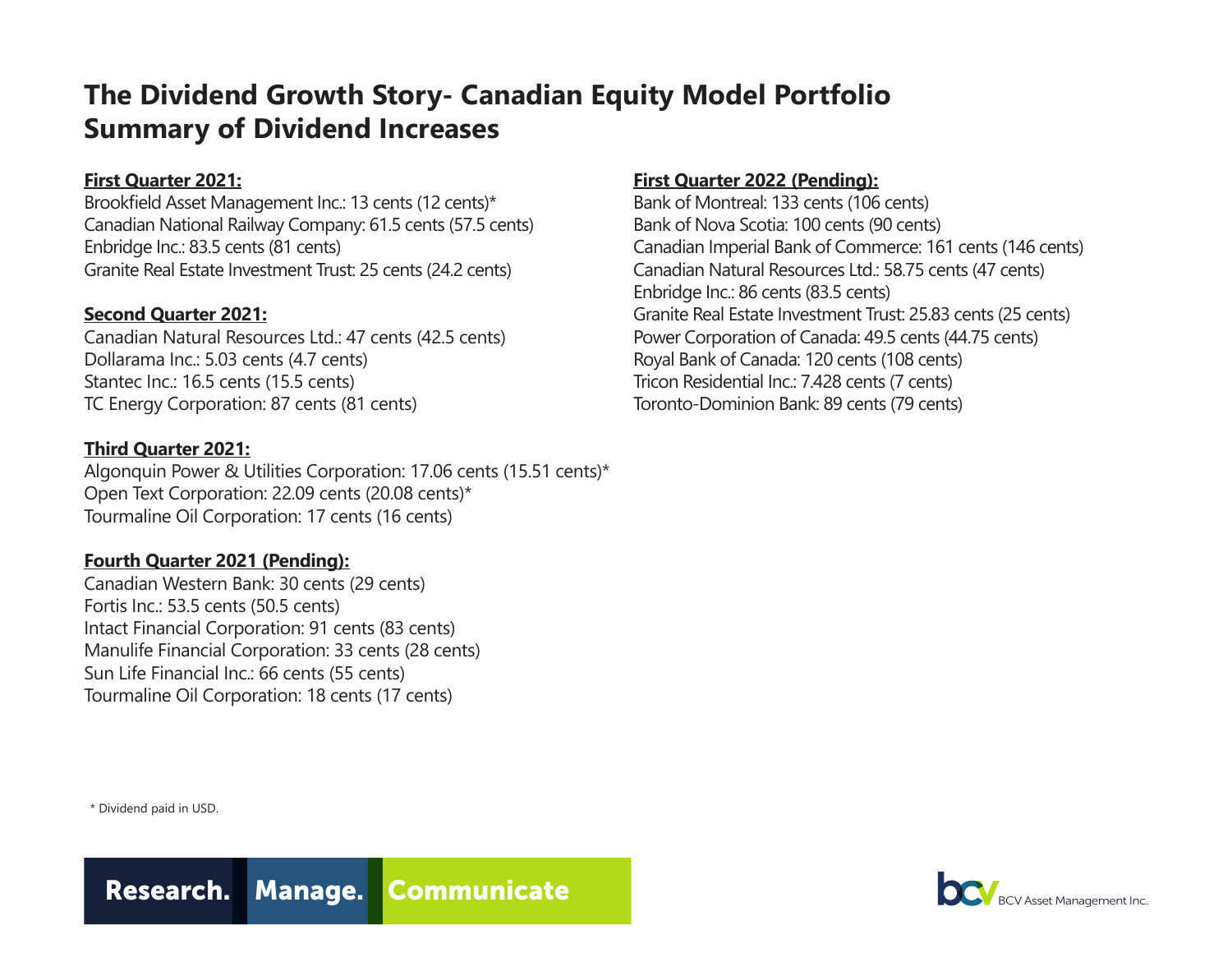# The Dividend Growth Story- Canadian Equity Model Portfolio
# Summary of Dividend Increases

**First Quarter 2021:**

Brookfield Asset Management Inc.: 13 cents (12 cents)*
Canadian National Railway Company: 61.5 cents (57.5 cents)
Enbridge Inc.: 83.5 cents (81 cents)
Granite Real Estate Investment Trust: 25 cents (24.2 cents)

**Second Quarter 2021:**

Canadian Natural Resources Ltd.: 47 cents (42.5 cents)
Dollarama Inc.: 5.03 cents (4.7 cents)
Stantec Inc.: 16.5 cents (15.5 cents)
TC Energy Corporation: 87 cents (81 cents)

**Third Quarter 2021:**

Algonquin Power & Utilities Corporation: 17.06 cents (15.51 cents)*
Open Text Corporation: 22.09 cents (20.08 cents)*
Tourmaline Oil Corporation: 17 cents (16 cents)

**Fourth Quarter 2021 (Pending):**

Canadian Western Bank: 30 cents (29 cents)
Fortis Inc.: 53.5 cents (50.5 cents)
Intact Financial Corporation: 91 cents (83 cents)
Manulife Financial Corporation: 33 cents (28 cents)
Sun Life Financial Inc.: 66 cents (55 cents)
Tourmaline Oil Corporation: 18 cents (17 cents)

**First Quarter 2022 (Pending):**

Bank of Montreal: 133 cents (106 cents)
Bank of Nova Scotia: 100 cents (90 cents)
Canadian Imperial Bank of Commerce: 161 cents (146 cents)
Canadian Natural Resources Ltd.: 58.75 cents (47 cents)
Enbridge Inc.: 86 cents (83.5 cents)
Granite Real Estate Investment Trust: 25.83 cents (25 cents)
Power Corporation of Canada: 49.5 cents (44.75 cents)
Royal Bank of Canada: 120 cents (108 cents)
Tricon Residential Inc.: 7.428 cents (7 cents)
Toronto-Dominion Bank: 89 cents (79 cents)

* Dividend paid in USD.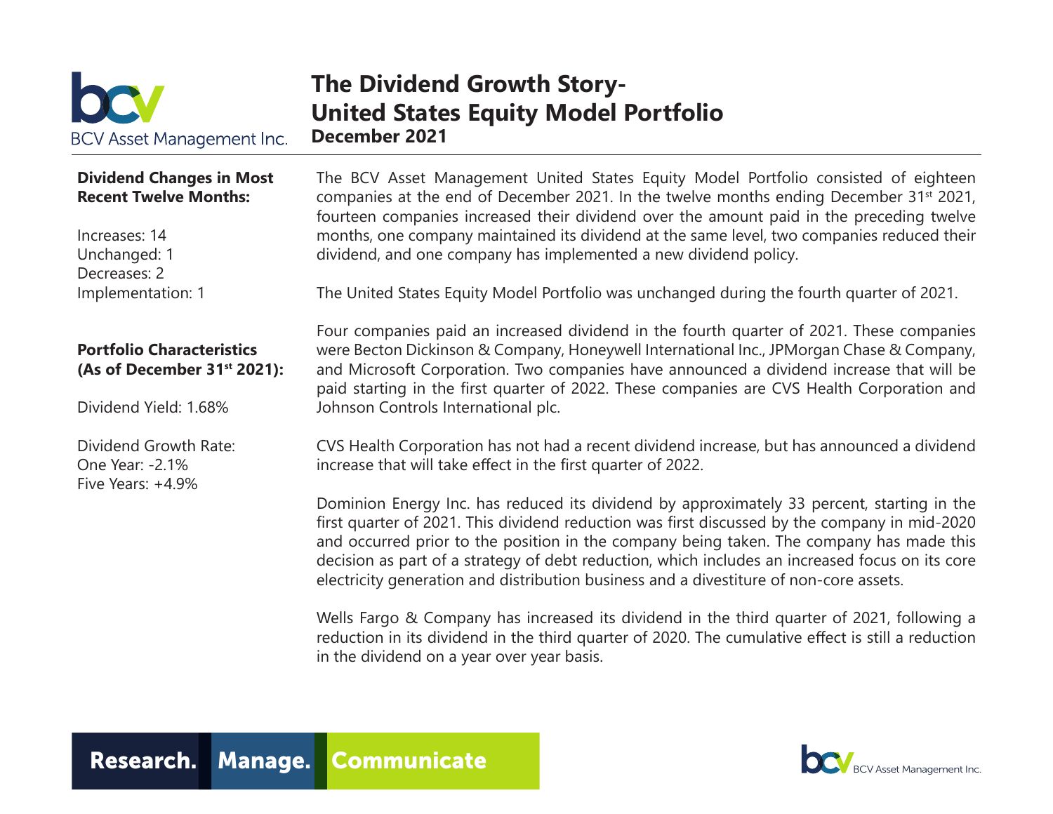# The Dividend Growth Story-
# United States Equity Model Portfolio
## December 2021

**Dividend Changes in Most Recent Twelve Months:**

Increases: 14
Unchanged: 1
Decreases: 2
Implementation: 1

**Portfolio Characteristics (As of December 31st 2021):**

Dividend Yield: 1.68%

Dividend Growth Rate:
One Year: -2.1%
Five Years: +4.9%

The BCV Asset Management United States Equity Model Portfolio consisted of eighteen companies at the end of December 2021. In the twelve months ending December 31st 2021, fourteen companies increased their dividend over the amount paid in the preceding twelve months, one company maintained its dividend at the same level, two companies reduced their dividend, and one company has implemented a new dividend policy.

The United States Equity Model Portfolio was unchanged during the fourth quarter of 2021.

Four companies paid an increased dividend in the fourth quarter of 2021. These companies were Becton Dickinson & Company, Honeywell International Inc., JPMorgan Chase & Company, and Microsoft Corporation. Two companies have announced a dividend increase that will be paid starting in the first quarter of 2022. These companies are CVS Health Corporation and Johnson Controls International plc.

CVS Health Corporation has not had a recent dividend increase, but has announced a dividend increase that will take effect in the first quarter of 2022.

Dominion Energy Inc. has reduced its dividend by approximately 33 percent, starting in the first quarter of 2021. This dividend reduction was first discussed by the company in mid-2020 and occurred prior to the position in the company being taken. The company has made this decision as part of a strategy of debt reduction, which includes an increased focus on its core electricity generation and distribution business and a divestiture of non-core assets.

Wells Fargo & Company has increased its dividend in the third quarter of 2021, following a reduction in its dividend in the third quarter of 2020. The cumulative effect is still a reduction in the dividend on a year over year basis.

Research. Manage. Communicate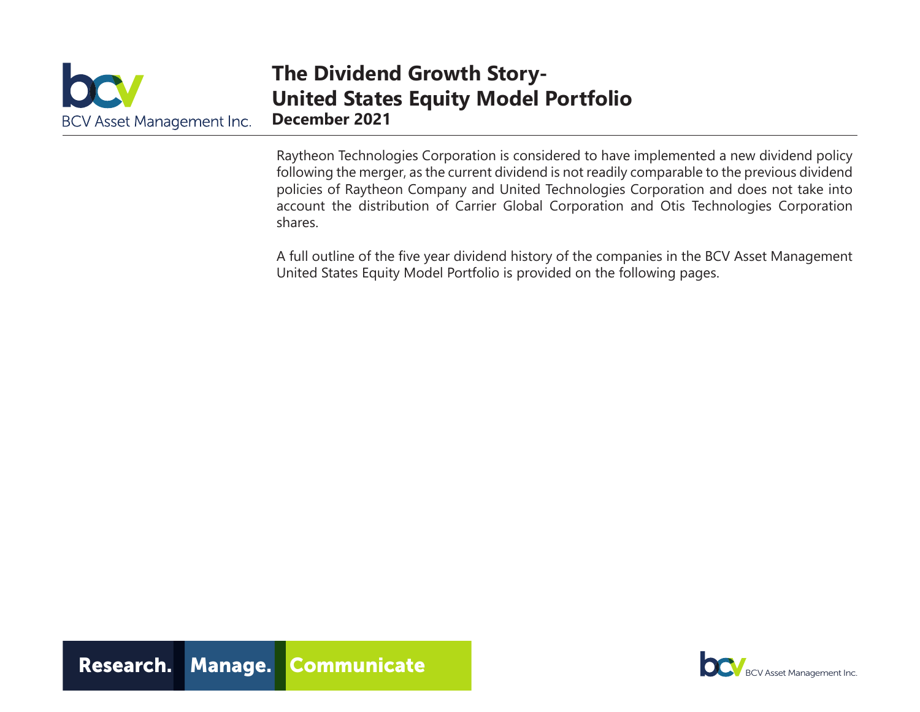Raytheon Technologies Corporation is considered to have implemented a new dividend policy following the merger, as the current dividend is not readily comparable to the previous dividend policies of Raytheon Company and United Technologies Corporation and does not take into account the distribution of Carrier Global Corporation and Otis Technologies Corporation shares.

A full outline of the five year dividend history of the companies in the BCV Asset Management United States Equity Model Portfolio is provided on the following pages.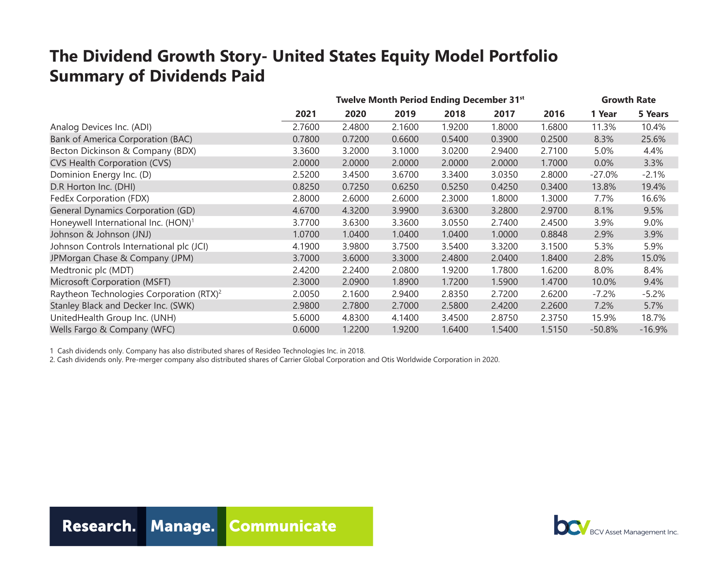# The Dividend Growth Story- United States Equity Model Portfolio
# Summary of Dividends Paid

| | Twelve Month Period Ending December 31st | | | | | | Growth Rate | |
|---|---|---|---|---|---|---|---|---|
| | 2021 | 2020 | 2019 | 2018 | 2017 | 2016 | 1 Year | 5 Years |
| Analog Devices Inc. (ADI) | 2.7600 | 2.4800 | 2.1600 | 1.9200 | 1.8000 | 1.6800 | 11.3% | 10.4% |
| Bank of America Corporation (BAC) | 0.7800 | 0.7200 | 0.6600 | 0.5400 | 0.3900 | 0.2500 | 8.3% | 25.6% |
| Becton Dickinson & Company (BDX) | 3.3600 | 3.2000 | 3.1000 | 3.0200 | 2.9400 | 2.7100 | 5.0% | 4.4% |
| CVS Health Corporation (CVS) | 2.0000 | 2.0000 | 2.0000 | 2.0000 | 2.0000 | 1.7000 | 0.0% | 3.3% |
| Dominion Energy Inc. (D) | 2.5200 | 3.4500 | 3.6700 | 3.3400 | 3.0350 | 2.8000 | -27.0% | -2.1% |
| D.R Horton Inc. (DHI) | 0.8250 | 0.7250 | 0.6250 | 0.5250 | 0.4250 | 0.3400 | 13.8% | 19.4% |
| FedEx Corporation (FDX) | 2.8000 | 2.6000 | 2.6000 | 2.3000 | 1.8000 | 1.3000 | 7.7% | 16.6% |
| General Dynamics Corporation (GD) | 4.6700 | 4.3200 | 3.9900 | 3.6300 | 3.2800 | 2.9700 | 8.1% | 9.5% |
| Honeywell International Inc. (HON)[1] | 3.7700 | 3.6300 | 3.3600 | 3.0550 | 2.7400 | 2.4500 | 3.9% | 9.0% |
| Johnson & Johnson (JNJ) | 1.0700 | 1.0400 | 1.0400 | 1.0400 | 1.0000 | 0.8848 | 2.9% | 3.9% |
| Johnson Controls International plc (JCI) | 4.1900 | 3.9800 | 3.7500 | 3.5400 | 3.3200 | 3.1500 | 5.3% | 5.9% |
| JPMorgan Chase & Company (JPM) | 3.7000 | 3.6000 | 3.3000 | 2.4800 | 2.0400 | 1.8400 | 2.8% | 15.0% |
| Medtronic plc (MDT) | 2.4200 | 2.2400 | 2.0800 | 1.9200 | 1.7800 | 1.6200 | 8.0% | 8.4% |
| Microsoft Corporation (MSFT) | 2.3000 | 2.0900 | 1.8900 | 1.7200 | 1.5900 | 1.4700 | 10.0% | 9.4% |
| Raytheon Technologies Corporation (RTX)[2] | 2.0050 | 2.1600 | 2.9400 | 2.8350 | 2.7200 | 2.6200 | -7.2% | -5.2% |
| Stanley Black and Decker Inc. (SWK) | 2.9800 | 2.7800 | 2.7000 | 2.5800 | 2.4200 | 2.2600 | 7.2% | 5.7% |
| UnitedHealth Group Inc. (UNH) | 5.6000 | 4.8300 | 4.1400 | 3.4500 | 2.8750 | 2.3750 | 15.9% | 18.7% |
| Wells Fargo & Company (WFC) | 0.6000 | 1.2200 | 1.9200 | 1.6400 | 1.5400 | 1.5150 | -50.8% | -16.9% |

1 Cash dividends only. Company has also distributed shares of Resideo Technologies Inc. in 2018.

2. Cash dividends only. Pre-merger company also distributed shares of Carrier Global Corporation and Otis Worldwide Corporation in 2020.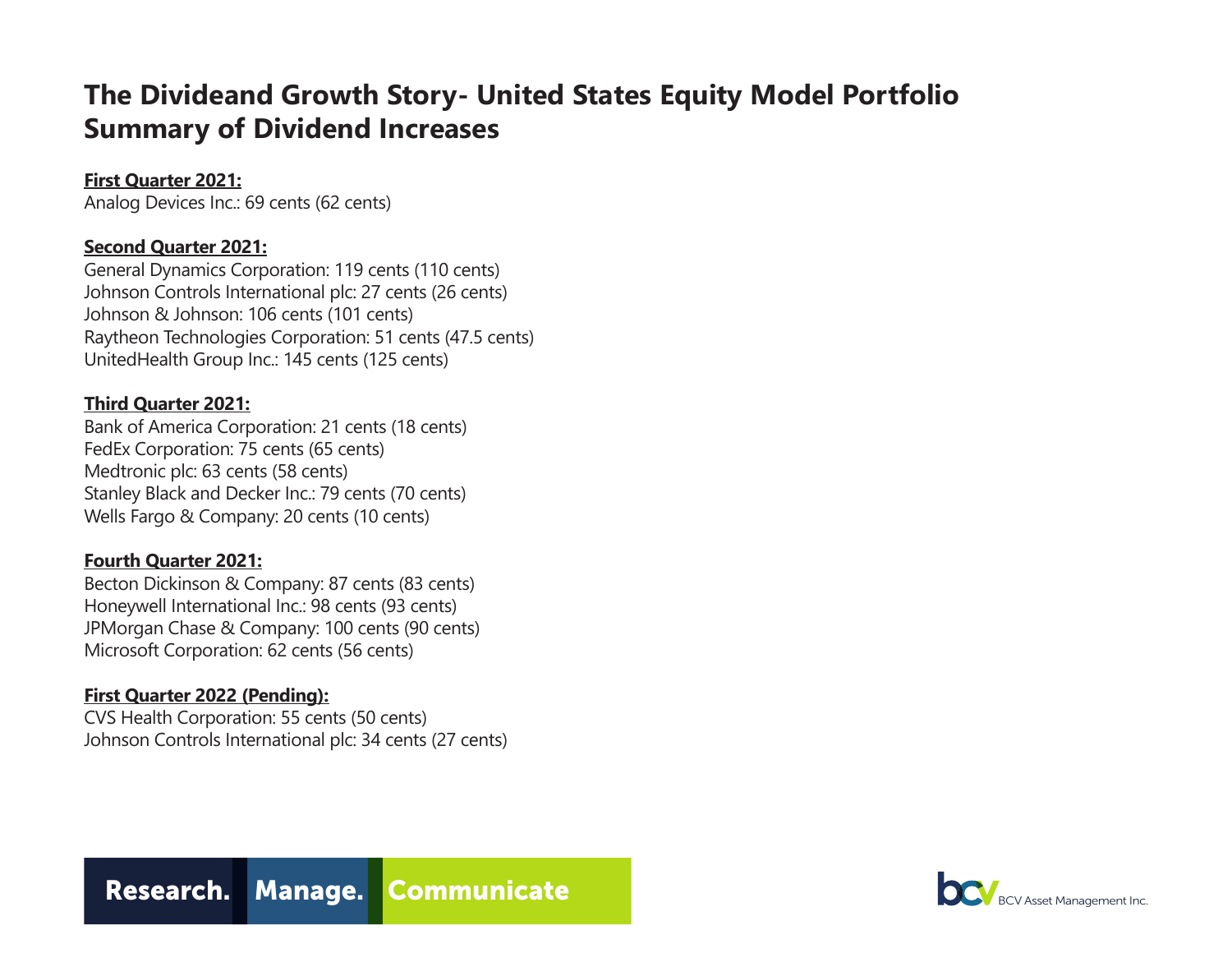# The Divideand Growth Story- United States Equity Model Portfolio
# Summary of Dividend Increases

**First Quarter 2021:**

Analog Devices Inc.: 69 cents (62 cents)

**Second Quarter 2021:**

General Dynamics Corporation: 119 cents (110 cents)
Johnson Controls International plc: 27 cents (26 cents)
Johnson & Johnson: 106 cents (101 cents)
Raytheon Technologies Corporation: 51 cents (47.5 cents)
UnitedHealth Group Inc.: 145 cents (125 cents)

**Third Quarter 2021:**

Bank of America Corporation: 21 cents (18 cents)
FedEx Corporation: 75 cents (65 cents)
Medtronic plc: 63 cents (58 cents)
Stanley Black and Decker Inc.: 79 cents (70 cents)
Wells Fargo & Company: 20 cents (10 cents)

**Fourth Quarter 2021:**

Becton Dickinson & Company: 87 cents (83 cents)
Honeywell International Inc.: 98 cents (93 cents)
JPMorgan Chase & Company: 100 cents (90 cents)
Microsoft Corporation: 62 cents (56 cents)

**First Quarter 2022 (Pending):**

CVS Health Corporation: 55 cents (50 cents)
Johnson Controls International plc: 34 cents (27 cents)

Research. Manage. Communicate

BCV Asset Management Inc.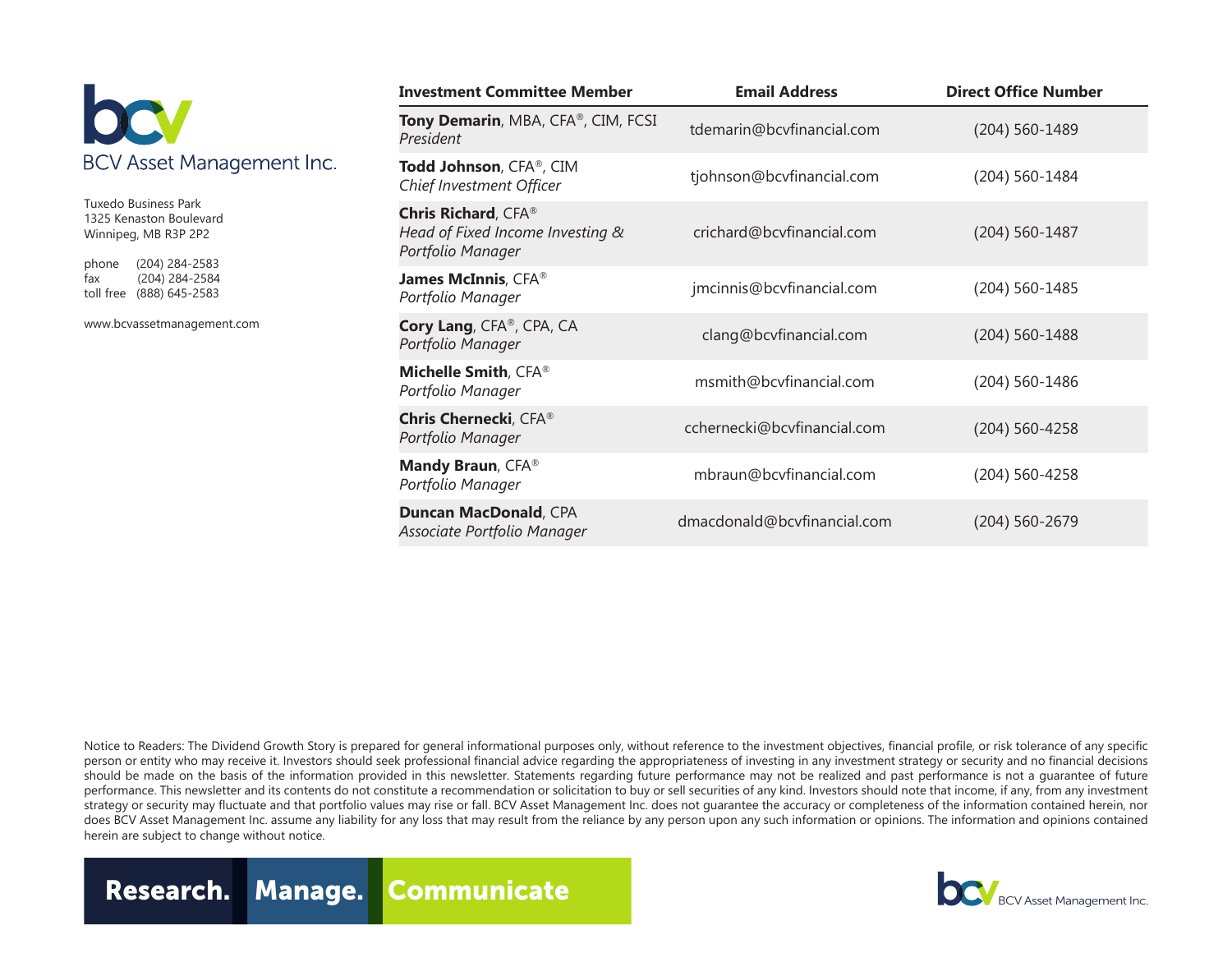BCV Asset Management Inc.

Tuxedo Business Park
1325 Kenaston Boulevard
Winnipeg, MB R3P 2P2

phone (204) 284-2583
fax (204) 284-2584
toll free (888) 645-2583

www.bcvassetmanagement.com

| Investment Committee Member | Email Address | Direct Office Number |
|---|---|---|
| **Tony Demarin**, MBA, CFA®, CIM, FCSI *President* | tdemarin@bcvfinancial.com | (204) 560-1489 |
| **Todd Johnson**, CFA®, CIM *Chief Investment Officer* | tjohnson@bcvfinancial.com | (204) 560-1484 |
| **Chris Richard**, CFA® *Head of Fixed Income Investing & Portfolio Manager* | crichard@bcvfinancial.com | (204) 560-1487 |
| **James McInnis**, CFA® *Portfolio Manager* | jmcinnis@bcvfinancial.com | (204) 560-1485 |
| **Cory Lang**, CFA®, CPA, CA *Portfolio Manager* | clang@bcvfinancial.com | (204) 560-1488 |
| **Michelle Smith**, CFA® *Portfolio Manager* | msmith@bcvfinancial.com | (204) 560-1486 |
| **Chris Chernecki**, CFA® *Portfolio Manager* | cchernecki@bcvfinancial.com | (204) 560-4258 |
| **Mandy Braun**, CFA® *Portfolio Manager* | mbraun@bcvfinancial.com | (204) 560-4258 |
| **Duncan MacDonald**, CPA *Associate Portfolio Manager* | dmacdonald@bcvfinancial.com | (204) 560-2679 |

Notice to Readers: The Dividend Growth Story is prepared for general informational purposes only, without reference to the investment objectives, financial profile, or risk tolerance of any specific person or entity who may receive it. Investors should seek professional financial advice regarding the appropriateness of investing in any investment strategy or security and no financial decisions should be made on the basis of the information provided in this newsletter. Statements regarding future performance may not be realized and past performance is not a guarantee of future performance. This newsletter and its contents do not constitute a recommendation or solicitation to buy or sell securities of any kind. Investors should note that income, if any, from any investment strategy or security may fluctuate and that portfolio values may rise or fall. BCV Asset Management Inc. does not guarantee the accuracy or completeness of the information contained herein, nor does BCV Asset Management Inc. assume any liability for any loss that may result from the reliance by any person upon any such information or opinions. The information and opinions contained herein are subject to change without notice.

**Research. Manage. Communicate**

BCV Asset Management Inc.